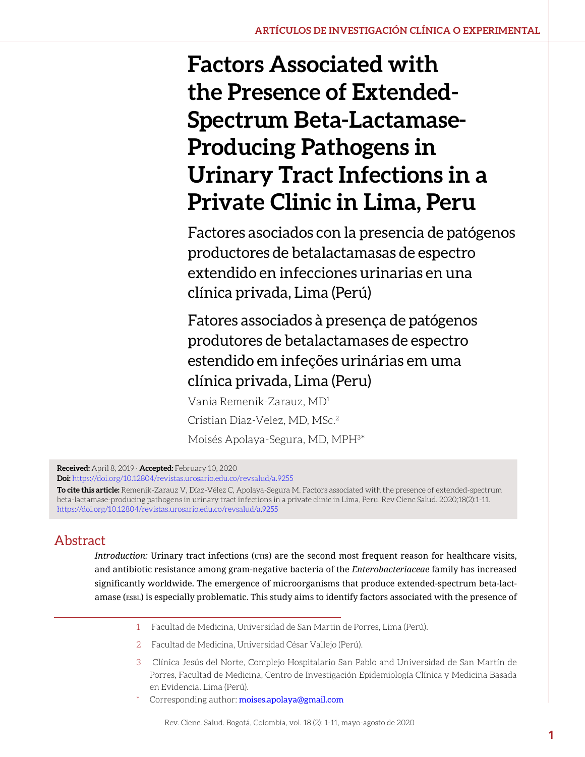ARTÍCULOS DE INVESTIGACIÓN CLÍNICA O EXPERIMENTAL

# Factors Associated with the Presence of Extended-Spectrum Beta-Lactamase-Producing Pathogens in Urinary Tract Infections in a Private Clinic in Lima, Peru

## Factores asociados con la presencia de patógenos productores de betalactamasas de espectro extendido en infecciones urinarias en una clínica privada, Lima (Perú)

## Fatores associados à presença de patógenos produtores de betalactamases de espectro estendido em infeções urinárias em uma clínica privada, Lima (Peru)

Vania Remenik-Zarauz, MD[1]

Cristian Diaz-Velez, MD, MSc.[2]

Moisés Apolaya-Segura, MD, MPH[3*]

**Received:** April 8, 2019 · **Accepted:** February 10, 2020

**Doi:** https://doi.org/10.12804/revistas.urosario.edu.co/revsalud/a.9255

**To cite this article:** Remenik-Zarauz V, Díaz-Vélez C, Apolaya-Segura M. Factors associated with the presence of extended-spectrum beta-lactamase-producing pathogens in urinary tract infections in a private clinic in Lima, Peru. Rev Cienc Salud. 2020;18(2):1-11. https://doi.org/10.12804/revistas.urosario.edu.co/revsalud/a.9255

## Abstract

*Introduction:* Urinary tract infections (UTIS) are the second most frequent reason for healthcare visits, and antibiotic resistance among gram-negative bacteria of the *Enterobacteriaceae* family has increased significantly worldwide. The emergence of microorganisms that produce extended-spectrum beta-lactamase (ESBL) is especially problematic. This study aims to identify factors associated with the presence of

---

1 Facultad de Medicina, Universidad de San Martin de Porres, Lima (Perú).

2 Facultad de Medicina, Universidad César Vallejo (Perú).

3 Clínica Jesús del Norte, Complejo Hospitalario San Pablo and Universidad de San Martín de Porres, Facultad de Medicina, Centro de Investigación Epidemiología Clínica y Medicina Basada en Evidencia. Lima (Perú).

\* Corresponding author: moises.apolaya@gmail.com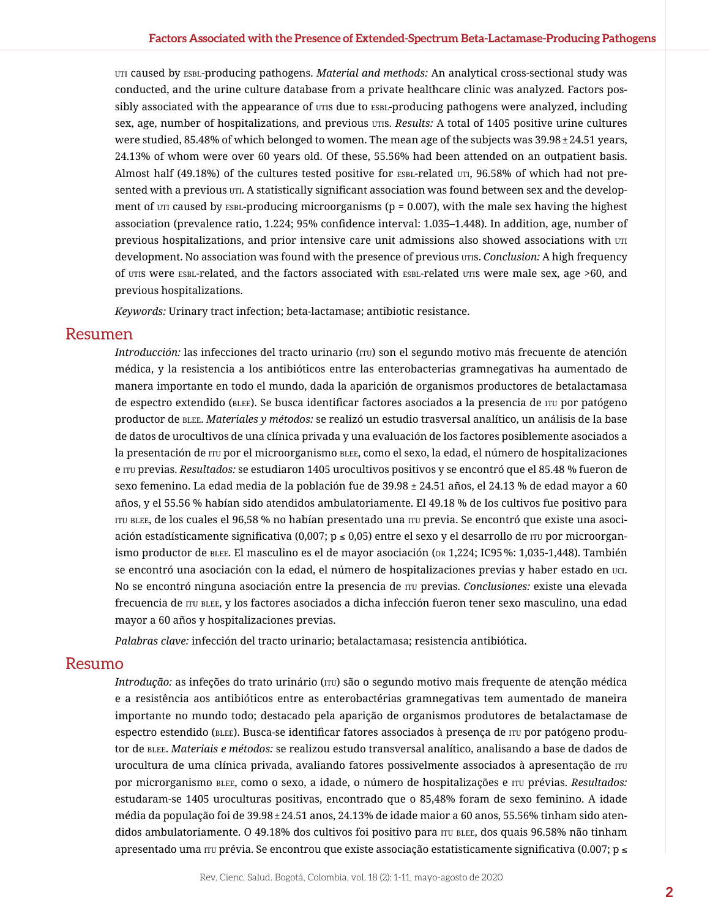UTI caused by ESBL-producing pathogens. *Material and methods:* An analytical cross-sectional study was conducted, and the urine culture database from a private healthcare clinic was analyzed. Factors possibly associated with the appearance of UTIs due to ESBL-producing pathogens were analyzed, including sex, age, number of hospitalizations, and previous UTIs. *Results:* A total of 1405 positive urine cultures were studied, 85.48% of which belonged to women. The mean age of the subjects was 39.98 ± 24.51 years, 24.13% of whom were over 60 years old. Of these, 55.56% had been attended on an outpatient basis. Almost half (49.18%) of the cultures tested positive for ESBL-related UTI, 96.58% of which had not presented with a previous UTI. A statistically significant association was found between sex and the development of UTI caused by ESBL-producing microorganisms (p = 0.007), with the male sex having the highest association (prevalence ratio, 1.224; 95% confidence interval: 1.035–1.448). In addition, age, number of previous hospitalizations, and prior intensive care unit admissions also showed associations with UTI development. No association was found with the presence of previous UTIs. *Conclusion:* A high frequency of UTIs were ESBL-related, and the factors associated with ESBL-related UTIs were male sex, age >60, and previous hospitalizations.

*Keywords:* Urinary tract infection; beta-lactamase; antibiotic resistance.

## Resumen

*Introducción:* las infecciones del tracto urinario (ITU) son el segundo motivo más frecuente de atención médica, y la resistencia a los antibióticos entre las enterobacterias gramnegativas ha aumentado de manera importante en todo el mundo, dada la aparición de organismos productores de betalactamasa de espectro extendido (BLEE). Se busca identificar factores asociados a la presencia de ITU por patógeno productor de BLEE. *Materiales y métodos:* se realizó un estudio trasversal analítico, un análisis de la base de datos de urocultivos de una clínica privada y una evaluación de los factores posiblemente asociados a la presentación de ITU por el microorganismo BLEE, como el sexo, la edad, el número de hospitalizaciones e ITU previas. *Resultados:* se estudiaron 1405 urocultivos positivos y se encontró que el 85.48 % fueron de sexo femenino. La edad media de la población fue de 39.98 ± 24.51 años, el 24.13 % de edad mayor a 60 años, y el 55.56 % habían sido atendidos ambulatoriamente. El 49.18 % de los cultivos fue positivo para ITU BLEE, de los cuales el 96,58 % no habían presentado una ITU previa. Se encontró que existe una asociación estadísticamente significativa (0,007; p ≤ 0,05) entre el sexo y el desarrollo de ITU por microorganismo productor de BLEE. El masculino es el de mayor asociación (OR 1,224; IC95 %: 1,035-1,448). También se encontró una asociación con la edad, el número de hospitalizaciones previas y haber estado en UCI. No se encontró ninguna asociación entre la presencia de ITU previas. *Conclusiones:* existe una elevada frecuencia de ITU BLEE, y los factores asociados a dicha infección fueron tener sexo masculino, una edad mayor a 60 años y hospitalizaciones previas.

*Palabras clave:* infección del tracto urinario; betalactamasa; resistencia antibiótica.

## Resumo

*Introdução:* as infeções do trato urinário (ITU) são o segundo motivo mais frequente de atenção médica e a resistência aos antibióticos entre as enterobactérias gramnegativas tem aumentado de maneira importante no mundo todo; destacado pela aparição de organismos produtores de betalactamase de espectro estendido (BLEE). Busca-se identificar fatores associados à presença de ITU por patógeno produtor de BLEE. *Materiais e métodos:* se realizou estudo transversal analítico, analisando a base de dados de urocultura de uma clínica privada, avaliando fatores possivelmente associados à apresentação de ITU por microrganismo BLEE, como o sexo, a idade, o número de hospitalizações e ITU prévias. *Resultados:* estudaram-se 1405 uroculturas positivas, encontrado que o 85,48% foram de sexo feminino. A idade média da população foi de 39.98 ± 24.51 anos, 24.13% de idade maior a 60 anos, 55.56% tinham sido atendidos ambulatoriamente. O 49.18% dos cultivos foi positivo para ITU BLEE, dos quais 96.58% não tinham apresentado uma ITU prévia. Se encontrou que existe associação estatisticamente significativa (0.007; p ≤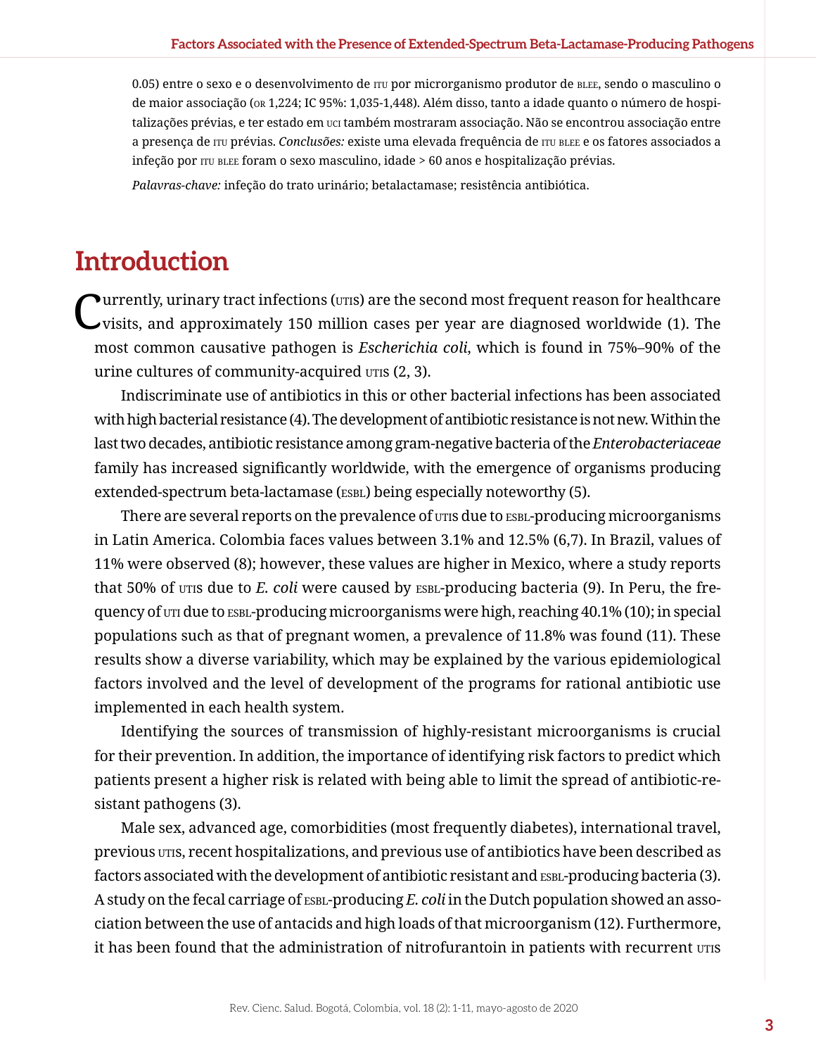0.05) entre o sexo e o desenvolvimento de ITU por microrganismo produtor de BLEE, sendo o masculino o de maior associação (OR 1,224; IC 95%: 1,035-1,448). Além disso, tanto a idade quanto o número de hospitalizações prévias, e ter estado em UCI também mostraram associação. Não se encontrou associação entre a presença de ITU prévias. *Conclusões:* existe uma elevada frequência de ITU BLEE e os fatores associados a infeção por ITU BLEE foram o sexo masculino, idade > 60 anos e hospitalização prévias.

*Palavras-chave:* infeção do trato urinário; betalactamase; resistência antibiótica.

## Introduction

Currently, urinary tract infections (UTIs) are the second most frequent reason for healthcare visits, and approximately 150 million cases per year are diagnosed worldwide (1). The most common causative pathogen is *Escherichia coli*, which is found in 75%–90% of the urine cultures of community-acquired UTIs (2, 3).

Indiscriminate use of antibiotics in this or other bacterial infections has been associated with high bacterial resistance (4). The development of antibiotic resistance is not new. Within the last two decades, antibiotic resistance among gram-negative bacteria of the *Enterobacteriaceae* family has increased significantly worldwide, with the emergence of organisms producing extended-spectrum beta-lactamase (ESBL) being especially noteworthy (5).

There are several reports on the prevalence of UTIs due to ESBL-producing microorganisms in Latin America. Colombia faces values between 3.1% and 12.5% (6,7). In Brazil, values of 11% were observed (8); however, these values are higher in Mexico, where a study reports that 50% of UTIs due to *E. coli* were caused by ESBL-producing bacteria (9). In Peru, the frequency of UTI due to ESBL-producing microorganisms were high, reaching 40.1% (10); in special populations such as that of pregnant women, a prevalence of 11.8% was found (11). These results show a diverse variability, which may be explained by the various epidemiological factors involved and the level of development of the programs for rational antibiotic use implemented in each health system.

Identifying the sources of transmission of highly-resistant microorganisms is crucial for their prevention. In addition, the importance of identifying risk factors to predict which patients present a higher risk is related with being able to limit the spread of antibiotic-resistant pathogens (3).

Male sex, advanced age, comorbidities (most frequently diabetes), international travel, previous UTIs, recent hospitalizations, and previous use of antibiotics have been described as factors associated with the development of antibiotic resistant and ESBL-producing bacteria (3). A study on the fecal carriage of ESBL-producing *E. coli* in the Dutch population showed an association between the use of antacids and high loads of that microorganism (12). Furthermore, it has been found that the administration of nitrofurantoin in patients with recurrent UTIs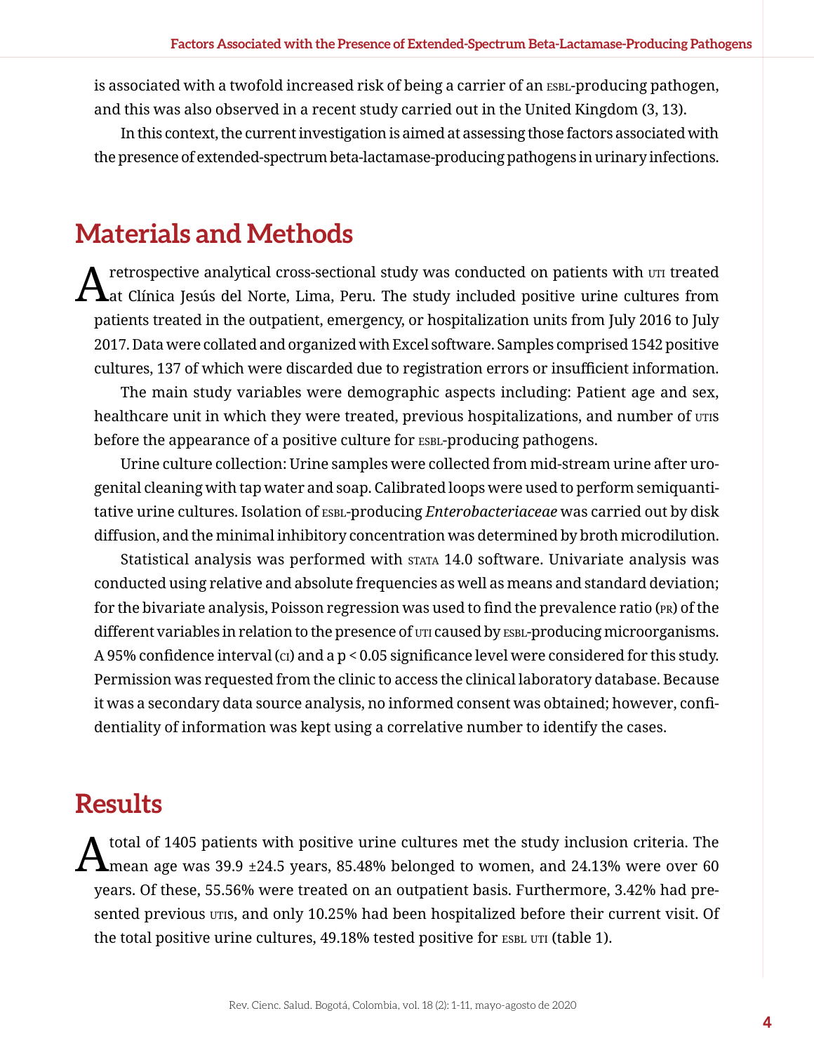is associated with a twofold increased risk of being a carrier of an ESBL-producing pathogen, and this was also observed in a recent study carried out in the United Kingdom (3, 13).

In this context, the current investigation is aimed at assessing those factors associated with the presence of extended-spectrum beta-lactamase-producing pathogens in urinary infections.

# Materials and Methods

A retrospective analytical cross-sectional study was conducted on patients with UTI treated at Clínica Jesús del Norte, Lima, Peru. The study included positive urine cultures from patients treated in the outpatient, emergency, or hospitalization units from July 2016 to July 2017. Data were collated and organized with Excel software. Samples comprised 1542 positive cultures, 137 of which were discarded due to registration errors or insufficient information.

The main study variables were demographic aspects including: Patient age and sex, healthcare unit in which they were treated, previous hospitalizations, and number of UTIS before the appearance of a positive culture for ESBL-producing pathogens.

Urine culture collection: Urine samples were collected from mid-stream urine after urogenital cleaning with tap water and soap. Calibrated loops were used to perform semiquantitative urine cultures. Isolation of ESBL-producing *Enterobacteriaceae* was carried out by disk diffusion, and the minimal inhibitory concentration was determined by broth microdilution.

Statistical analysis was performed with STATA 14.0 software. Univariate analysis was conducted using relative and absolute frequencies as well as means and standard deviation; for the bivariate analysis, Poisson regression was used to find the prevalence ratio (PR) of the different variables in relation to the presence of UTI caused by ESBL-producing microorganisms. A 95% confidence interval (CI) and a $p < 0.05$ significance level were considered for this study. Permission was requested from the clinic to access the clinical laboratory database. Because it was a secondary data source analysis, no informed consent was obtained; however, confidentiality of information was kept using a correlative number to identify the cases.

# Results

A total of 1405 patients with positive urine cultures met the study inclusion criteria. The mean age was 39.9 ±24.5 years, 85.48% belonged to women, and 24.13% were over 60 years. Of these, 55.56% were treated on an outpatient basis. Furthermore, 3.42% had presented previous UTIS, and only 10.25% had been hospitalized before their current visit. Of the total positive urine cultures, 49.18% tested positive for ESBL UTI (table 1).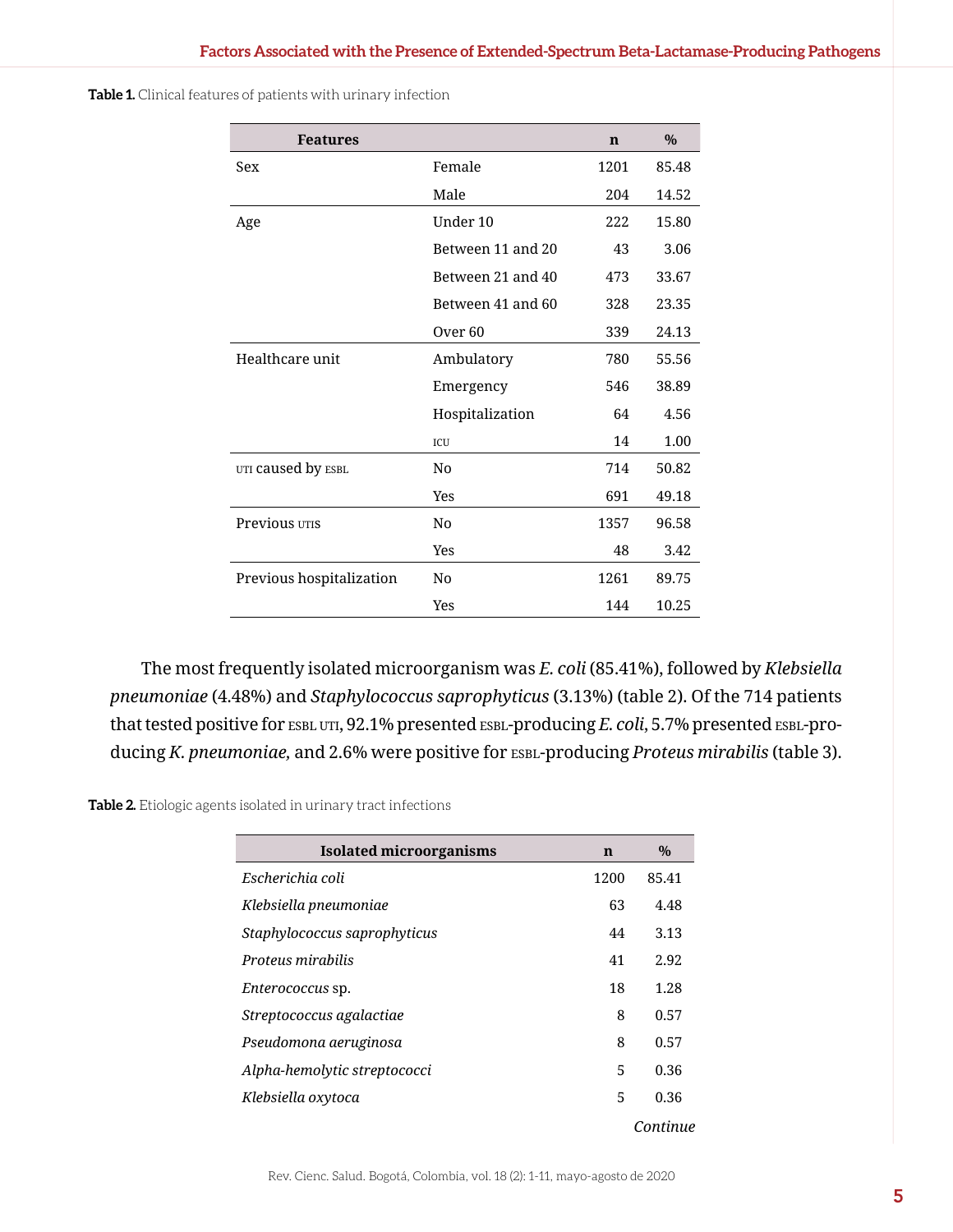**Table 1.** Clinical features of patients with urinary infection

| Features | | n | % |
|---|---|---|---|
| Sex | Female | 1201 | 85.48 |
| | Male | 204 | 14.52 |
| Age | Under 10 | 222 | 15.80 |
| | Between 11 and 20 | 43 | 3.06 |
| | Between 21 and 40 | 473 | 33.67 |
| | Between 41 and 60 | 328 | 23.35 |
| | Over 60 | 339 | 24.13 |
| Healthcare unit | Ambulatory | 780 | 55.56 |
| | Emergency | 546 | 38.89 |
| | Hospitalization | 64 | 4.56 |
| | ICU | 14 | 1.00 |
| UTI caused by ESBL | No | 714 | 50.82 |
| | Yes | 691 | 49.18 |
| Previous UTIS | No | 1357 | 96.58 |
| | Yes | 48 | 3.42 |
| Previous hospitalization | No | 1261 | 89.75 |
| | Yes | 144 | 10.25 |

The most frequently isolated microorganism was *E. coli* (85.41%), followed by *Klebsiella pneumoniae* (4.48%) and *Staphylococcus saprophyticus* (3.13%) (table 2). Of the 714 patients that tested positive for ESBL UTI, 92.1% presented ESBL-producing *E. coli*, 5.7% presented ESBL-producing *K. pneumoniae,* and 2.6% were positive for ESBL-producing *Proteus mirabilis* (table 3).

**Table 2.** Etiologic agents isolated in urinary tract infections

| Isolated microorganisms | n | % |
|---|---|---|
| *Escherichia coli* | 1200 | 85.41 |
| *Klebsiella pneumoniae* | 63 | 4.48 |
| *Staphylococcus saprophyticus* | 44 | 3.13 |
| *Proteus mirabilis* | 41 | 2.92 |
| *Enterococcus* sp. | 18 | 1.28 |
| *Streptococcus agalactiae* | 8 | 0.57 |
| *Pseudomona aeruginosa* | 8 | 0.57 |
| *Alpha-hemolytic streptococci* | 5 | 0.36 |
| *Klebsiella oxytoca* | 5 | 0.36 |

*Continue*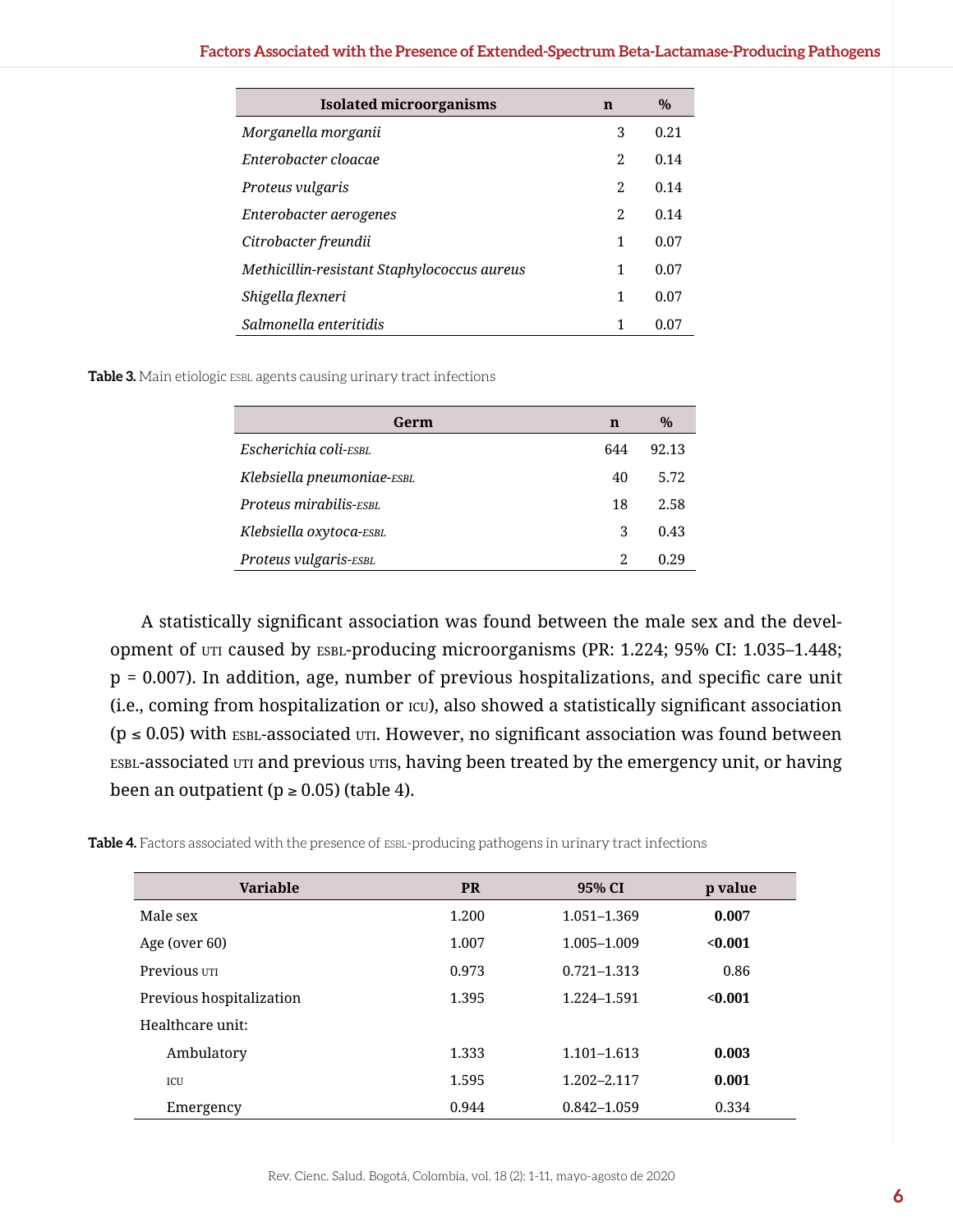| Isolated microorganisms | n | % |
|---|---|---|
| *Morganella morganii* | 3 | 0.21 |
| *Enterobacter cloacae* | 2 | 0.14 |
| *Proteus vulgaris* | 2 | 0.14 |
| *Enterobacter aerogenes* | 2 | 0.14 |
| *Citrobacter freundii* | 1 | 0.07 |
| *Methicillin-resistant Staphylococcus aureus* | 1 | 0.07 |
| *Shigella flexneri* | 1 | 0.07 |
| *Salmonella enteritidis* | 1 | 0.07 |

**Table 3.** Main etiologic ESBL agents causing urinary tract infections

| Germ | n | % |
|---|---|---|
| *Escherichia coli-ESBL* | 644 | 92.13 |
| *Klebsiella pneumoniae-ESBL* | 40 | 5.72 |
| *Proteus mirabilis-ESBL* | 18 | 2.58 |
| *Klebsiella oxytoca-ESBL* | 3 | 0.43 |
| *Proteus vulgaris-ESBL* | 2 | 0.29 |

A statistically significant association was found between the male sex and the development of UTI caused by ESBL-producing microorganisms (PR: 1.224; 95% CI: 1.035–1.448; p = 0.007). In addition, age, number of previous hospitalizations, and specific care unit (i.e., coming from hospitalization or ICU), also showed a statistically significant association ($p \leq 0.05$) with ESBL-associated UTI. However, no significant association was found between ESBL-associated UTI and previous UTIs, having been treated by the emergency unit, or having been an outpatient ($p \geq 0.05$) (table 4).

**Table 4.** Factors associated with the presence of ESBL-producing pathogens in urinary tract infections

| Variable | PR | 95% CI | p value |
|---|---|---|---|
| Male sex | 1.200 | 1.051–1.369 | **0.007** |
| Age (over 60) | 1.007 | 1.005–1.009 | **<0.001** |
| Previous UTI | 0.973 | 0.721–1.313 | 0.86 |
| Previous hospitalization | 1.395 | 1.224–1.591 | **<0.001** |
| Healthcare unit: | | | |
| Ambulatory | 1.333 | 1.101–1.613 | **0.003** |
| ICU | 1.595 | 1.202–2.117 | **0.001** |
| Emergency | 0.944 | 0.842–1.059 | 0.334 |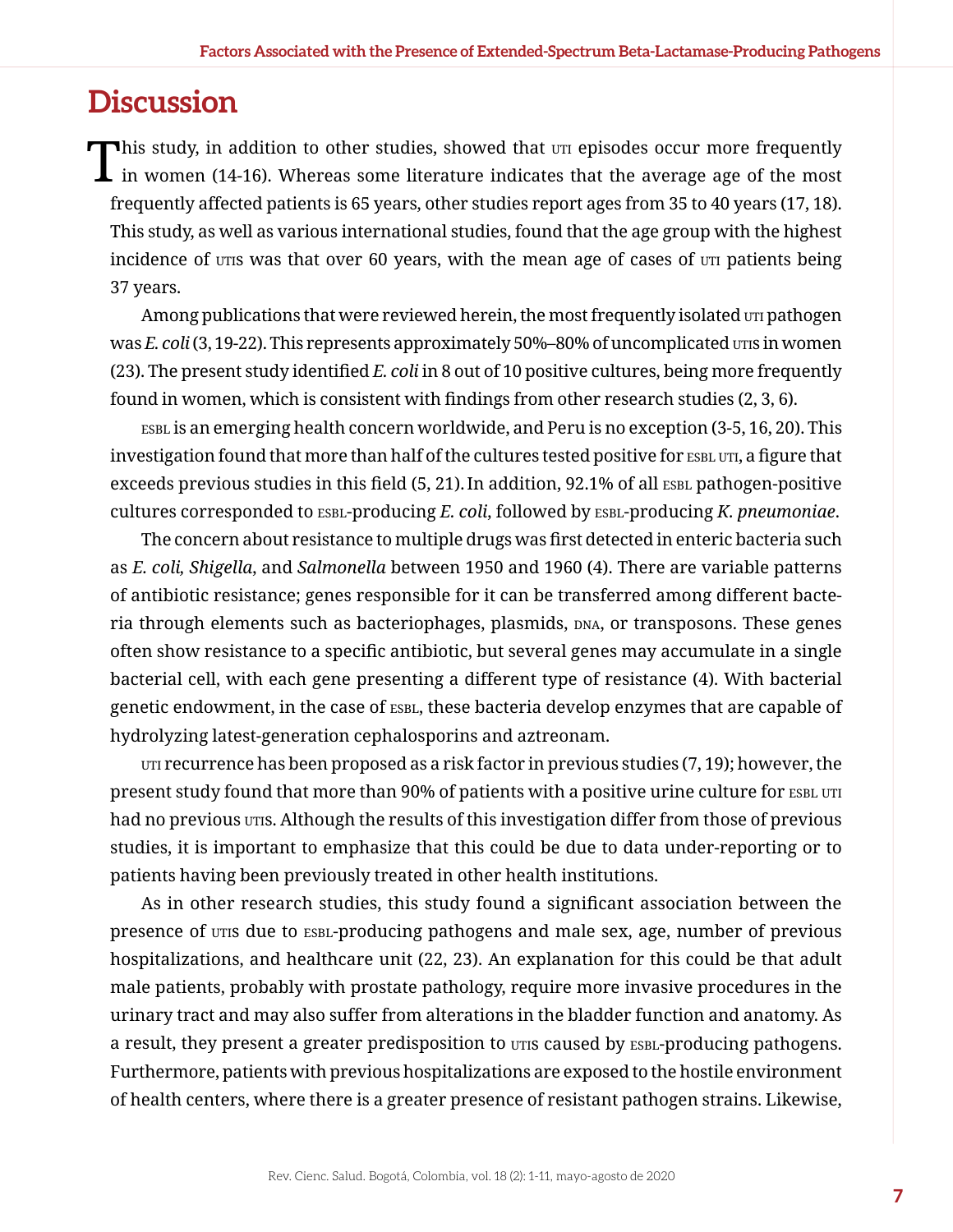# Discussion

This study, in addition to other studies, showed that UTI episodes occur more frequently in women (14-16). Whereas some literature indicates that the average age of the most frequently affected patients is 65 years, other studies report ages from 35 to 40 years (17, 18). This study, as well as various international studies, found that the age group with the highest incidence of UTIs was that over 60 years, with the mean age of cases of UTI patients being 37 years.

Among publications that were reviewed herein, the most frequently isolated UTI pathogen was *E. coli* (3, 19-22). This represents approximately 50%–80% of uncomplicated UTIs in women (23). The present study identified *E. coli* in 8 out of 10 positive cultures, being more frequently found in women, which is consistent with findings from other research studies (2, 3, 6).

ESBL is an emerging health concern worldwide, and Peru is no exception (3-5, 16, 20). This investigation found that more than half of the cultures tested positive for ESBL UTI, a figure that exceeds previous studies in this field (5, 21). In addition, 92.1% of all ESBL pathogen-positive cultures corresponded to ESBL-producing *E. coli*, followed by ESBL-producing *K. pneumoniae*.

The concern about resistance to multiple drugs was first detected in enteric bacteria such as *E. coli*, *Shigella*, and *Salmonella* between 1950 and 1960 (4). There are variable patterns of antibiotic resistance; genes responsible for it can be transferred among different bacteria through elements such as bacteriophages, plasmids, DNA, or transposons. These genes often show resistance to a specific antibiotic, but several genes may accumulate in a single bacterial cell, with each gene presenting a different type of resistance (4). With bacterial genetic endowment, in the case of ESBL, these bacteria develop enzymes that are capable of hydrolyzing latest-generation cephalosporins and aztreonam.

UTI recurrence has been proposed as a risk factor in previous studies (7, 19); however, the present study found that more than 90% of patients with a positive urine culture for ESBL UTI had no previous UTIs. Although the results of this investigation differ from those of previous studies, it is important to emphasize that this could be due to data under-reporting or to patients having been previously treated in other health institutions.

As in other research studies, this study found a significant association between the presence of UTIs due to ESBL-producing pathogens and male sex, age, number of previous hospitalizations, and healthcare unit (22, 23). An explanation for this could be that adult male patients, probably with prostate pathology, require more invasive procedures in the urinary tract and may also suffer from alterations in the bladder function and anatomy. As a result, they present a greater predisposition to UTIs caused by ESBL-producing pathogens. Furthermore, patients with previous hospitalizations are exposed to the hostile environment of health centers, where there is a greater presence of resistant pathogen strains. Likewise,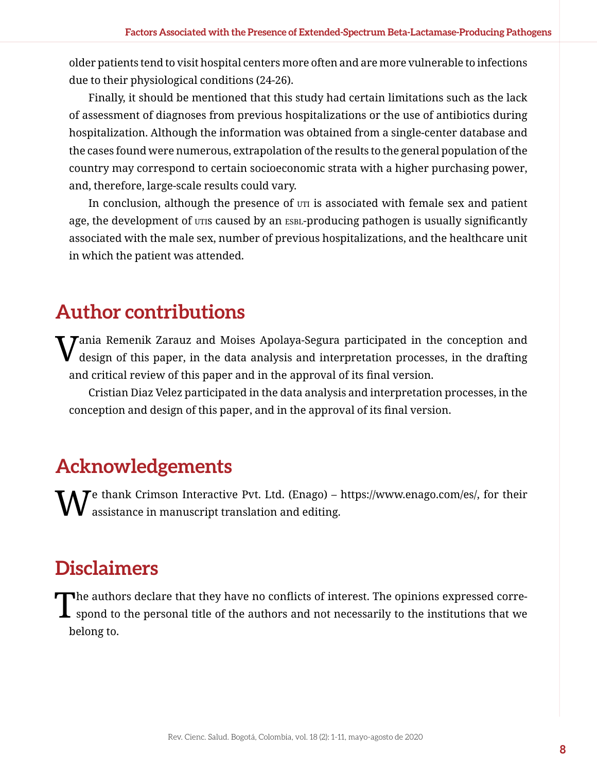older patients tend to visit hospital centers more often and are more vulnerable to infections due to their physiological conditions (24-26).

Finally, it should be mentioned that this study had certain limitations such as the lack of assessment of diagnoses from previous hospitalizations or the use of antibiotics during hospitalization. Although the information was obtained from a single-center database and the cases found were numerous, extrapolation of the results to the general population of the country may correspond to certain socioeconomic strata with a higher purchasing power, and, therefore, large-scale results could vary.

In conclusion, although the presence of UTI is associated with female sex and patient age, the development of UTIs caused by an ESBL-producing pathogen is usually significantly associated with the male sex, number of previous hospitalizations, and the healthcare unit in which the patient was attended.

## Author contributions

Vania Remenik Zarauz and Moises Apolaya-Segura participated in the conception and design of this paper, in the data analysis and interpretation processes, in the drafting and critical review of this paper and in the approval of its final version.

Cristian Diaz Velez participated in the data analysis and interpretation processes, in the conception and design of this paper, and in the approval of its final version.

## Acknowledgements

We thank Crimson Interactive Pvt. Ltd. (Enago) – https://www.enago.com/es/, for their assistance in manuscript translation and editing.

## Disclaimers

The authors declare that they have no conflicts of interest. The opinions expressed correspond to the personal title of the authors and not necessarily to the institutions that we belong to.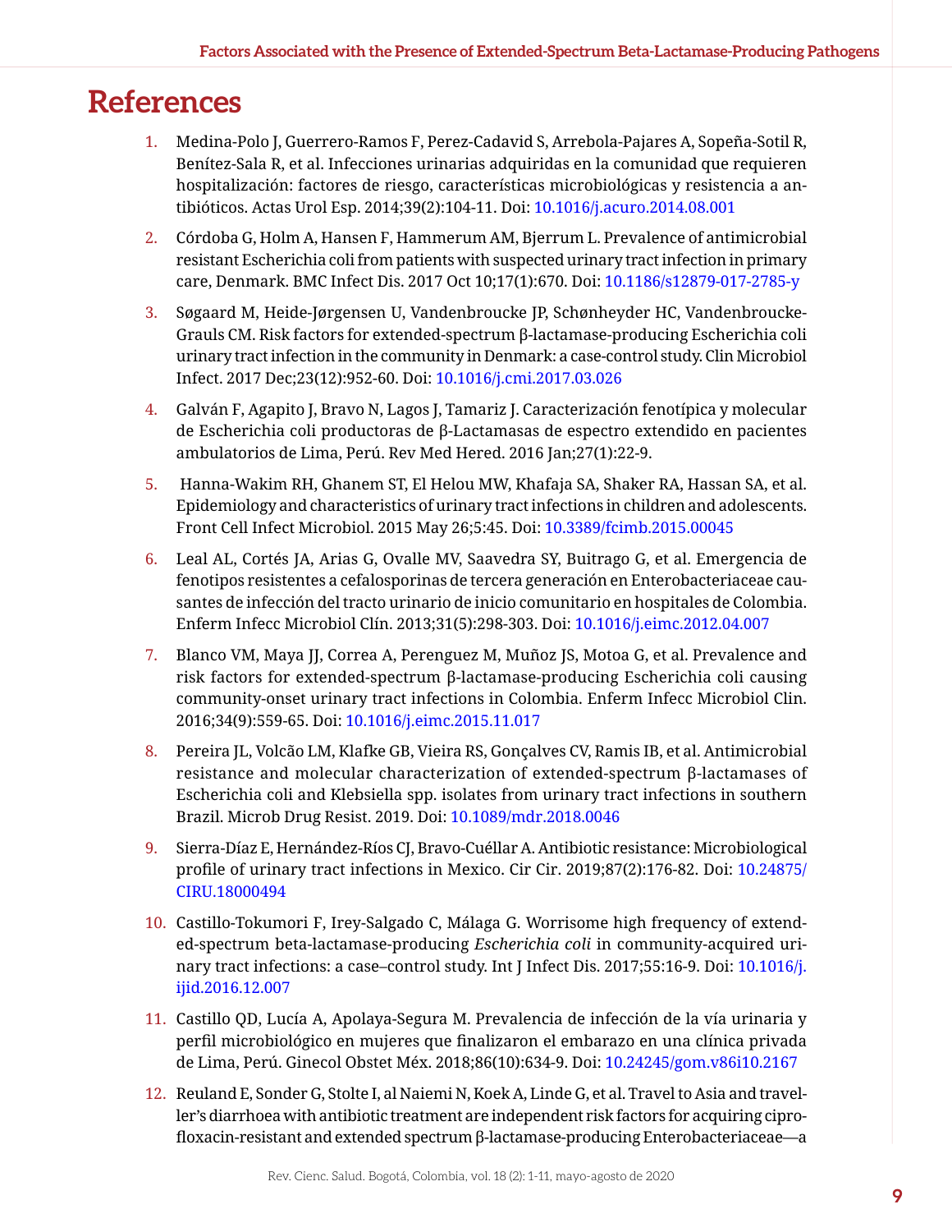# References

1. Medina-Polo J, Guerrero-Ramos F, Perez-Cadavid S, Arrebola-Pajares A, Sopeña-Sotil R, Benítez-Sala R, et al. Infecciones urinarias adquiridas en la comunidad que requieren hospitalización: factores de riesgo, características microbiológicas y resistencia a antibióticos. Actas Urol Esp. 2014;39(2):104-11. Doi: 10.1016/j.acuro.2014.08.001
2. Córdoba G, Holm A, Hansen F, Hammerum AM, Bjerrum L. Prevalence of antimicrobial resistant Escherichia coli from patients with suspected urinary tract infection in primary care, Denmark. BMC Infect Dis. 2017 Oct 10;17(1):670. Doi: 10.1186/s12879-017-2785-y
3. Søgaard M, Heide-Jørgensen U, Vandenbroucke JP, Schønheyder HC, Vandenbroucke-Grauls CM. Risk factors for extended-spectrum β-lactamase-producing Escherichia coli urinary tract infection in the community in Denmark: a case-control study. Clin Microbiol Infect. 2017 Dec;23(12):952-60. Doi: 10.1016/j.cmi.2017.03.026
4. Galván F, Agapito J, Bravo N, Lagos J, Tamariz J. Caracterización fenotípica y molecular de Escherichia coli productoras de β-Lactamasas de espectro extendido en pacientes ambulatorios de Lima, Perú. Rev Med Hered. 2016 Jan;27(1):22-9.
5. Hanna-Wakim RH, Ghanem ST, El Helou MW, Khafaja SA, Shaker RA, Hassan SA, et al. Epidemiology and characteristics of urinary tract infections in children and adolescents. Front Cell Infect Microbiol. 2015 May 26;5:45. Doi: 10.3389/fcimb.2015.00045
6. Leal AL, Cortés JA, Arias G, Ovalle MV, Saavedra SY, Buitrago G, et al. Emergencia de fenotipos resistentes a cefalosporinas de tercera generación en Enterobacteriaceae causantes de infección del tracto urinario de inicio comunitario en hospitales de Colombia. Enferm Infecc Microbiol Clín. 2013;31(5):298-303. Doi: 10.1016/j.eimc.2012.04.007
7. Blanco VM, Maya JJ, Correa A, Perenguez M, Muñoz JS, Motoa G, et al. Prevalence and risk factors for extended-spectrum β-lactamase-producing Escherichia coli causing community-onset urinary tract infections in Colombia. Enferm Infecc Microbiol Clin. 2016;34(9):559-65. Doi: 10.1016/j.eimc.2015.11.017
8. Pereira JL, Volcão LM, Klafke GB, Vieira RS, Gonçalves CV, Ramis IB, et al. Antimicrobial resistance and molecular characterization of extended-spectrum β-lactamases of Escherichia coli and Klebsiella spp. isolates from urinary tract infections in southern Brazil. Microb Drug Resist. 2019. Doi: 10.1089/mdr.2018.0046
9. Sierra-Díaz E, Hernández-Ríos CJ, Bravo-Cuéllar A. Antibiotic resistance: Microbiological profile of urinary tract infections in Mexico. Cir Cir. 2019;87(2):176-82. Doi: 10.24875/CIRU.18000494
10. Castillo-Tokumori F, Irey-Salgado C, Málaga G. Worrisome high frequency of extended-spectrum beta-lactamase-producing *Escherichia coli* in community-acquired urinary tract infections: a case–control study. Int J Infect Dis. 2017;55:16-9. Doi: 10.1016/j.ijid.2016.12.007
11. Castillo QD, Lucía A, Apolaya-Segura M. Prevalencia de infección de la vía urinaria y perfil microbiológico en mujeres que finalizaron el embarazo en una clínica privada de Lima, Perú. Ginecol Obstet Méx. 2018;86(10):634-9. Doi: 10.24245/gom.v86i10.2167
12. Reuland E, Sonder G, Stolte I, al Naiemi N, Koek A, Linde G, et al. Travel to Asia and traveller's diarrhoea with antibiotic treatment are independent risk factors for acquiring ciprofloxacin-resistant and extended spectrum β-lactamase-producing Enterobacteriaceae—a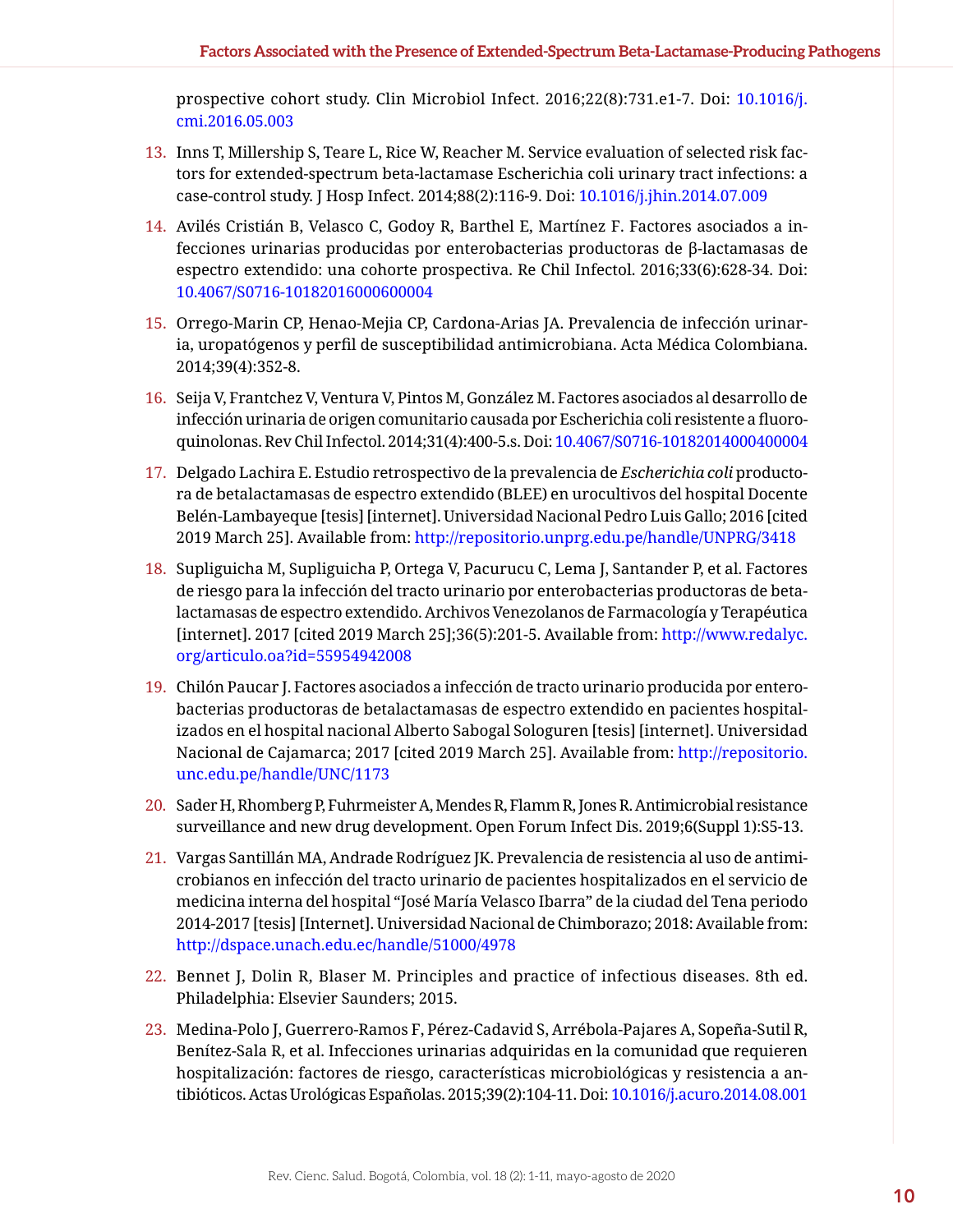prospective cohort study. Clin Microbiol Infect. 2016;22(8):731.e1-7. Doi: 10.1016/j.cmi.2016.05.003

13. Inns T, Millership S, Teare L, Rice W, Reacher M. Service evaluation of selected risk factors for extended-spectrum beta-lactamase Escherichia coli urinary tract infections: a case-control study. J Hosp Infect. 2014;88(2):116-9. Doi: 10.1016/j.jhin.2014.07.009

14. Avilés Cristián B, Velasco C, Godoy R, Barthel E, Martínez F. Factores asociados a infecciones urinarias producidas por enterobacterias productoras de β-lactamasas de espectro extendido: una cohorte prospectiva. Re Chil Infectol. 2016;33(6):628-34. Doi: 10.4067/S0716-10182016000600004

15. Orrego-Marin CP, Henao-Mejia CP, Cardona-Arias JA. Prevalencia de infección urinaria, uropatógenos y perfil de susceptibilidad antimicrobiana. Acta Médica Colombiana. 2014;39(4):352-8.

16. Seija V, Frantchez V, Ventura V, Pintos M, González M. Factores asociados al desarrollo de infección urinaria de origen comunitario causada por Escherichia coli resistente a fluoroquinolonas. Rev Chil Infectol. 2014;31(4):400-5.s. Doi: 10.4067/S0716-10182014000400004

17. Delgado Lachira E. Estudio retrospectivo de la prevalencia de *Escherichia coli* productora de betalactamasas de espectro extendido (BLEE) en urocultivos del hospital Docente Belén-Lambayeque [tesis] [internet]. Universidad Nacional Pedro Luis Gallo; 2016 [cited 2019 March 25]. Available from: http://repositorio.unprg.edu.pe/handle/UNPRG/3418

18. Supliguicha M, Supliguicha P, Ortega V, Pacurucu C, Lema J, Santander P, et al. Factores de riesgo para la infección del tracto urinario por enterobacterias productoras de betalactamasas de espectro extendido. Archivos Venezolanos de Farmacología y Terapéutica [internet]. 2017 [cited 2019 March 25];36(5):201-5. Available from: http://www.redalyc.org/articulo.oa?id=55954942008

19. Chilón Paucar J. Factores asociados a infección de tracto urinario producida por enterobacterias productoras de betalactamasas de espectro extendido en pacientes hospitalizados en el hospital nacional Alberto Sabogal Sologuren [tesis] [internet]. Universidad Nacional de Cajamarca; 2017 [cited 2019 March 25]. Available from: http://repositorio.unc.edu.pe/handle/UNC/1173

20. Sader H, Rhomberg P, Fuhrmeister A, Mendes R, Flamm R, Jones R. Antimicrobial resistance surveillance and new drug development. Open Forum Infect Dis. 2019;6(Suppl 1):S5-13.

21. Vargas Santillán MA, Andrade Rodríguez JK. Prevalencia de resistencia al uso de antimicrobianos en infección del tracto urinario de pacientes hospitalizados en el servicio de medicina interna del hospital "José María Velasco Ibarra" de la ciudad del Tena periodo 2014-2017 [tesis] [Internet]. Universidad Nacional de Chimborazo; 2018: Available from: http://dspace.unach.edu.ec/handle/51000/4978

22. Bennet J, Dolin R, Blaser M. Principles and practice of infectious diseases. 8th ed. Philadelphia: Elsevier Saunders; 2015.

23. Medina-Polo J, Guerrero-Ramos F, Pérez-Cadavid S, Arrébola-Pajares A, Sopeña-Sutil R, Benítez-Sala R, et al. Infecciones urinarias adquiridas en la comunidad que requieren hospitalización: factores de riesgo, características microbiológicas y resistencia a antibióticos. Actas Urológicas Españolas. 2015;39(2):104-11. Doi: 10.1016/j.acuro.2014.08.001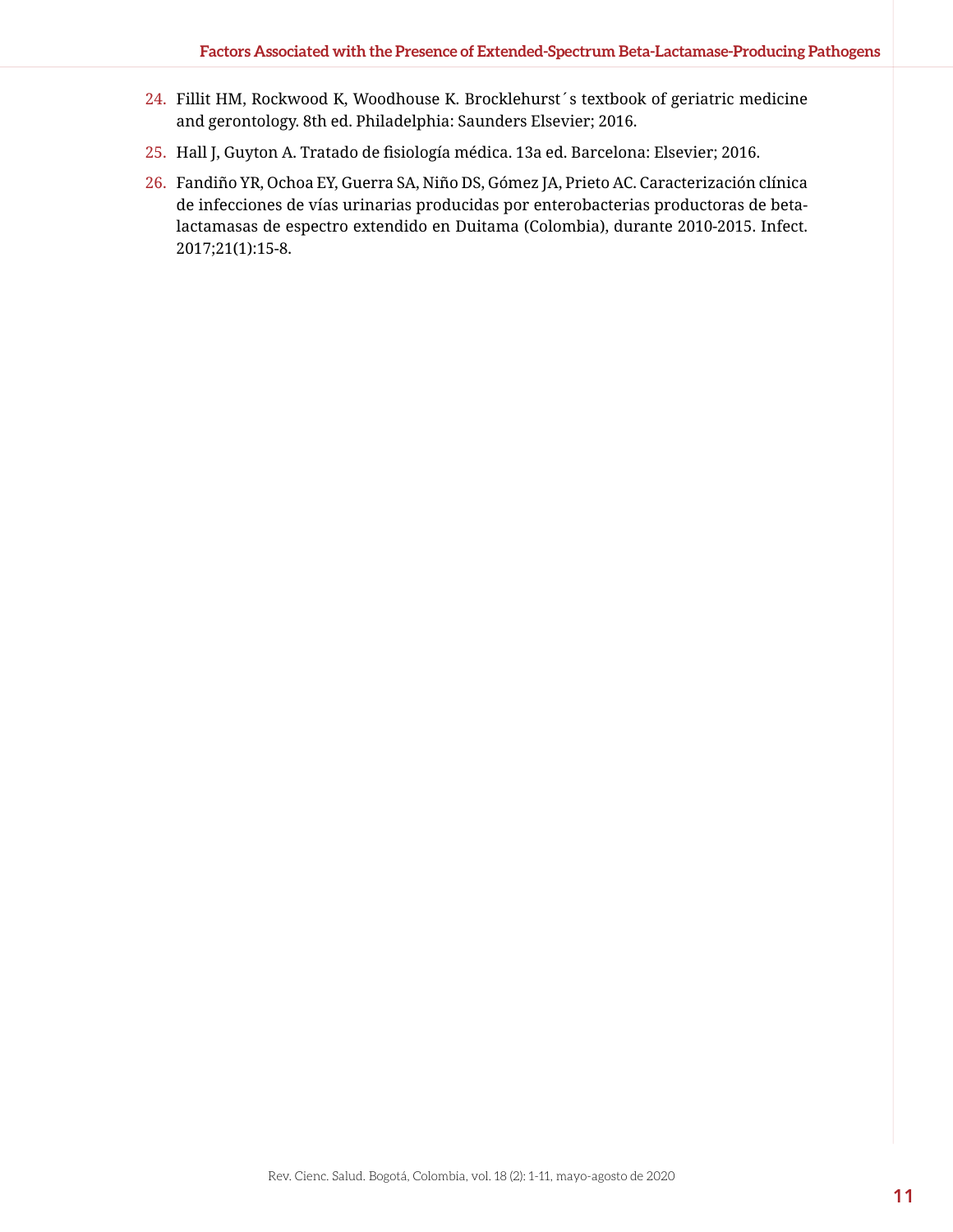24. Fillit HM, Rockwood K, Woodhouse K. Brocklehurst´s textbook of geriatric medicine and gerontology. 8th ed. Philadelphia: Saunders Elsevier; 2016.
25. Hall J, Guyton A. Tratado de fisiología médica. 13a ed. Barcelona: Elsevier; 2016.
26. Fandiño YR, Ochoa EY, Guerra SA, Niño DS, Gómez JA, Prieto AC. Caracterización clínica de infecciones de vías urinarias producidas por enterobacterias productoras de beta-lactamasas de espectro extendido en Duitama (Colombia), durante 2010-2015. Infect. 2017;21(1):15-8.